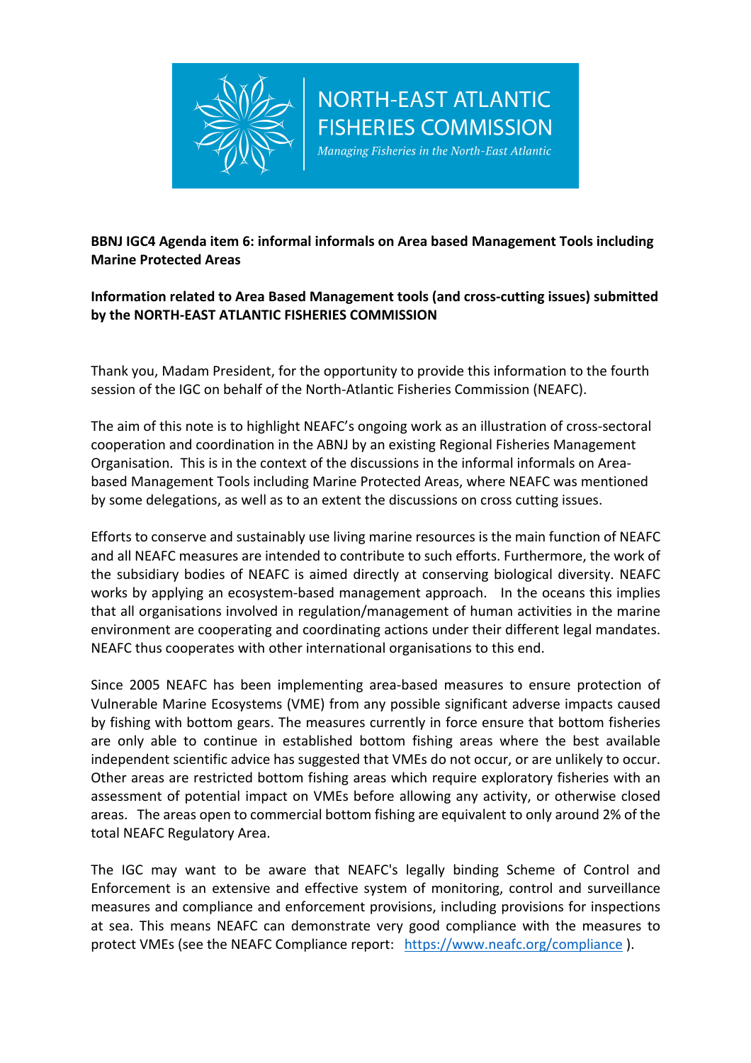NORTH-EAST ATLANTIC FISHERIES COMMISSION

*Managing Fisheries in the North-East Atlantic*

**BBNJ IGC4 Agenda item 6: informal informals on Area based Management Tools including Marine Protected Areas**

**Information related to Area Based Management tools (and cross-cutting issues) submitted by the NORTH-EAST ATLANTIC FISHERIES COMMISSION**

Thank you, Madam President, for the opportunity to provide this information to the fourth session of the IGC on behalf of the North-Atlantic Fisheries Commission (NEAFC).

The aim of this note is to highlight NEAFC's ongoing work as an illustration of cross-sectoral cooperation and coordination in the ABNJ by an existing Regional Fisheries Management Organisation. This is in the context of the discussions in the informal informals on Area-based Management Tools including Marine Protected Areas, where NEAFC was mentioned by some delegations, as well as to an extent the discussions on cross cutting issues.

Efforts to conserve and sustainably use living marine resources is the main function of NEAFC and all NEAFC measures are intended to contribute to such efforts. Furthermore, the work of the subsidiary bodies of NEAFC is aimed directly at conserving biological diversity. NEAFC works by applying an ecosystem-based management approach. In the oceans this implies that all organisations involved in regulation/management of human activities in the marine environment are cooperating and coordinating actions under their different legal mandates. NEAFC thus cooperates with other international organisations to this end.

Since 2005 NEAFC has been implementing area-based measures to ensure protection of Vulnerable Marine Ecosystems (VME) from any possible significant adverse impacts caused by fishing with bottom gears. The measures currently in force ensure that bottom fisheries are only able to continue in established bottom fishing areas where the best available independent scientific advice has suggested that VMEs do not occur, or are unlikely to occur. Other areas are restricted bottom fishing areas which require exploratory fisheries with an assessment of potential impact on VMEs before allowing any activity, or otherwise closed areas. The areas open to commercial bottom fishing are equivalent to only around 2% of the total NEAFC Regulatory Area.

The IGC may want to be aware that NEAFC's legally binding Scheme of Control and Enforcement is an extensive and effective system of monitoring, control and surveillance measures and compliance and enforcement provisions, including provisions for inspections at sea. This means NEAFC can demonstrate very good compliance with the measures to protect VMEs (see the NEAFC Compliance report: https://www.neafc.org/compliance ).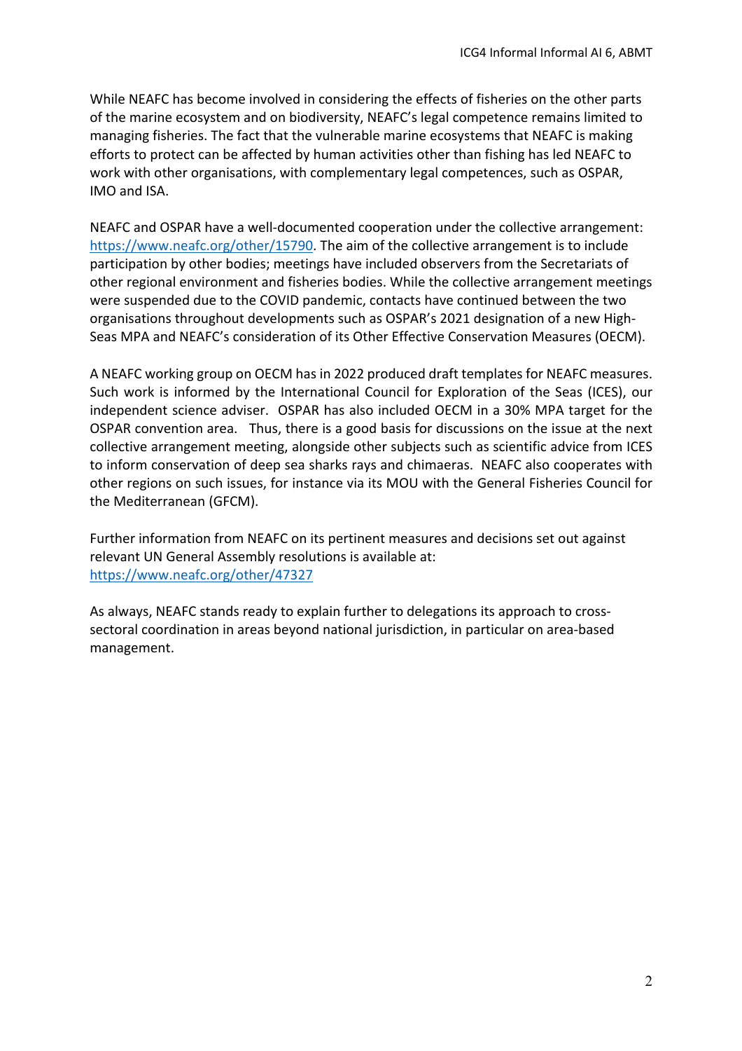While NEAFC has become involved in considering the effects of fisheries on the other parts of the marine ecosystem and on biodiversity, NEAFC's legal competence remains limited to managing fisheries. The fact that the vulnerable marine ecosystems that NEAFC is making efforts to protect can be affected by human activities other than fishing has led NEAFC to work with other organisations, with complementary legal competences, such as OSPAR, IMO and ISA.

NEAFC and OSPAR have a well-documented cooperation under the collective arrangement: https://www.neafc.org/other/15790. The aim of the collective arrangement is to include participation by other bodies; meetings have included observers from the Secretariats of other regional environment and fisheries bodies. While the collective arrangement meetings were suspended due to the COVID pandemic, contacts have continued between the two organisations throughout developments such as OSPAR's 2021 designation of a new High-Seas MPA and NEAFC's consideration of its Other Effective Conservation Measures (OECM).

A NEAFC working group on OECM has in 2022 produced draft templates for NEAFC measures. Such work is informed by the International Council for Exploration of the Seas (ICES), our independent science adviser. OSPAR has also included OECM in a 30% MPA target for the OSPAR convention area. Thus, there is a good basis for discussions on the issue at the next collective arrangement meeting, alongside other subjects such as scientific advice from ICES to inform conservation of deep sea sharks rays and chimaeras. NEAFC also cooperates with other regions on such issues, for instance via its MOU with the General Fisheries Council for the Mediterranean (GFCM).

Further information from NEAFC on its pertinent measures and decisions set out against relevant UN General Assembly resolutions is available at: https://www.neafc.org/other/47327

As always, NEAFC stands ready to explain further to delegations its approach to cross-sectoral coordination in areas beyond national jurisdiction, in particular on area-based management.